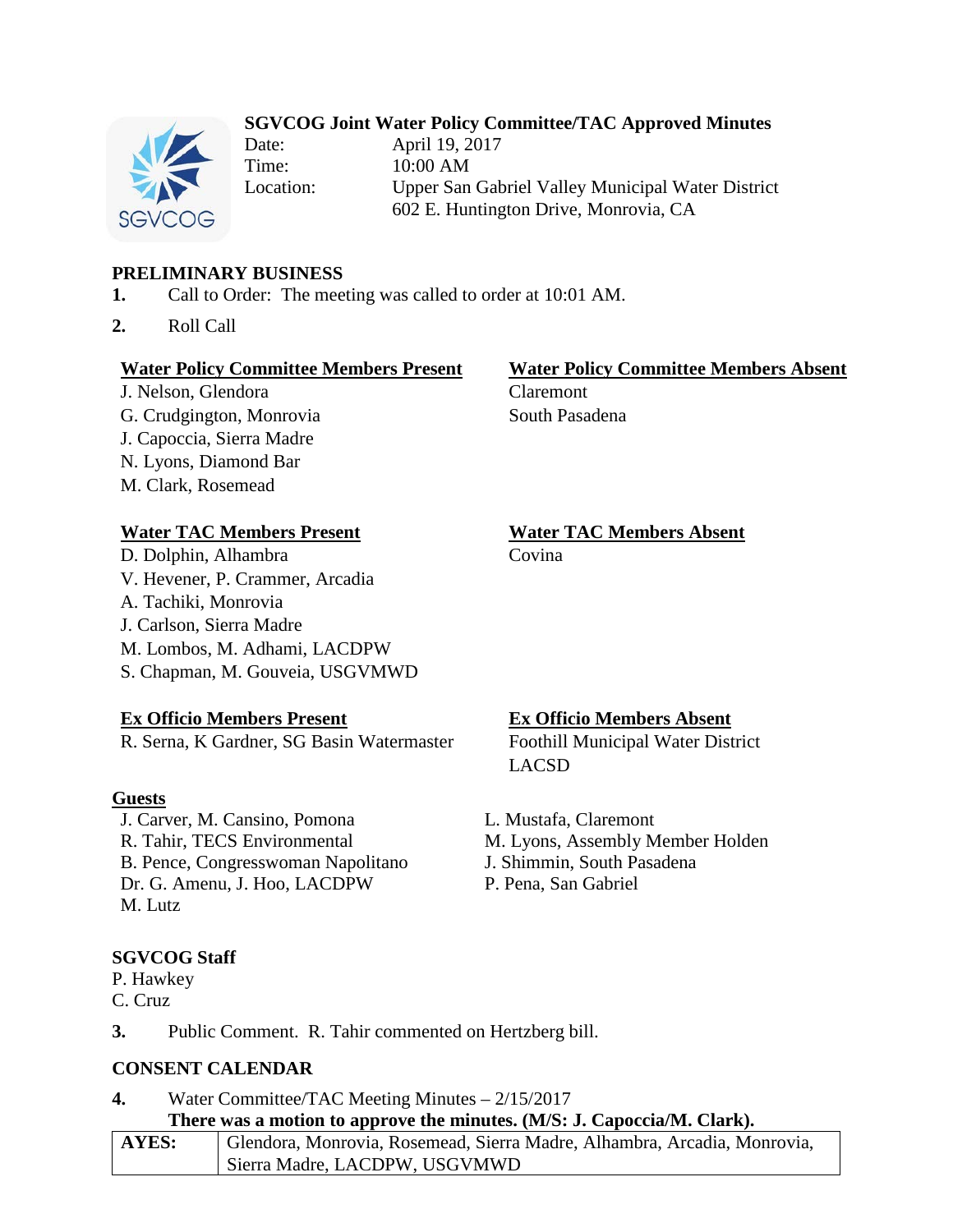# SGVCOG Joint Water Policy Committee/TAC Approved Minutes

Date: April 19, 2017
Time: 10:00 AM
Location: Upper San Gabriel Valley Municipal Water District
602 E. Huntington Drive, Monrovia, CA

## PRELIMINARY BUSINESS

**1.** Call to Order: The meeting was called to order at 10:01 AM.

**2.** Roll Call

**Water Policy Committee Members Present**
J. Nelson, Glendora
G. Crudgington, Monrovia
J. Capoccia, Sierra Madre
N. Lyons, Diamond Bar
M. Clark, Rosemead

**Water Policy Committee Members Absent**
Claremont
South Pasadena

**Water TAC Members Present**
D. Dolphin, Alhambra
V. Hevener, P. Crammer, Arcadia
A. Tachiki, Monrovia
J. Carlson, Sierra Madre
M. Lombos, M. Adhami, LACDPW
S. Chapman, M. Gouveia, USGVMWD

**Water TAC Members Absent**
Covina

**Ex Officio Members Present**
R. Serna, K Gardner, SG Basin Watermaster

**Ex Officio Members Absent**
Foothill Municipal Water District
LACSD

**Guests**
J. Carver, M. Cansino, Pomona
R. Tahir, TECS Environmental
B. Pence, Congresswoman Napolitano
Dr. G. Amenu, J. Hoo, LACDPW
M. Lutz
L. Mustafa, Claremont
M. Lyons, Assembly Member Holden
J. Shimmin, South Pasadena
P. Pena, San Gabriel

**SGVCOG Staff**
P. Hawkey
C. Cruz

**3.** Public Comment. R. Tahir commented on Hertzberg bill.

## CONSENT CALENDAR

**4.** Water Committee/TAC Meeting Minutes – 2/15/2017
**There was a motion to approve the minutes. (M/S: J. Capoccia/M. Clark).**

| **AYES:** | Glendora, Monrovia, Rosemead, Sierra Madre, Alhambra, Arcadia, Monrovia, Sierra Madre, LACDPW, USGVMWD |
|---|---|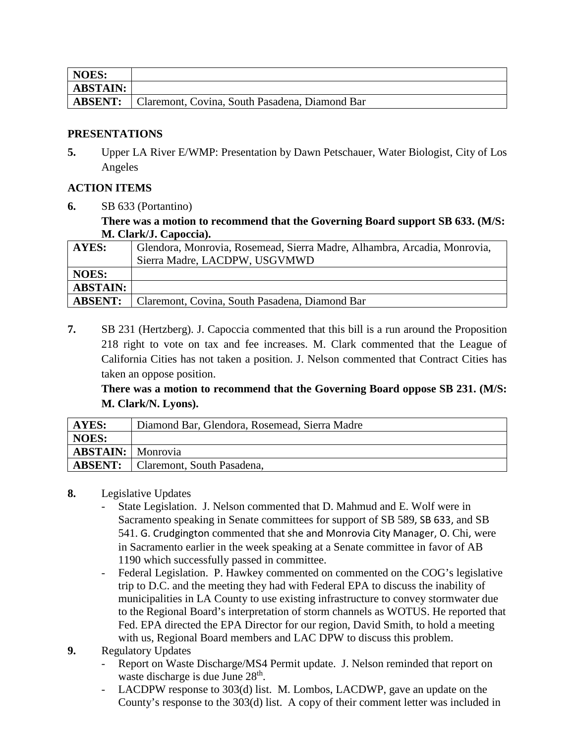| NOES: | |
|---|---|
| ABSTAIN: | |
| ABSENT: | Claremont, Covina, South Pasadena, Diamond Bar |

**PRESENTATIONS**

**5.** Upper LA River E/WMP: Presentation by Dawn Petschauer, Water Biologist, City of Los Angeles

**ACTION ITEMS**

**6.** SB 633 (Portantino)

**There was a motion to recommend that the Governing Board support SB 633. (M/S: M. Clark/J. Capoccia).**

| AYES: | Glendora, Monrovia, Rosemead, Sierra Madre, Alhambra, Arcadia, Monrovia, Sierra Madre, LACDPW, USGVMWD |
|---|---|
| NOES: | |
| ABSTAIN: | |
| ABSENT: | Claremont, Covina, South Pasadena, Diamond Bar |

**7.** SB 231 (Hertzberg). J. Capoccia commented that this bill is a run around the Proposition 218 right to vote on tax and fee increases. M. Clark commented that the League of California Cities has not taken a position. J. Nelson commented that Contract Cities has taken an oppose position.

**There was a motion to recommend that the Governing Board oppose SB 231. (M/S: M. Clark/N. Lyons).**

| AYES: | Diamond Bar, Glendora, Rosemead, Sierra Madre |
|---|---|
| NOES: | |
| ABSTAIN: | Monrovia |
| ABSENT: | Claremont, South Pasadena, |

**8.** Legislative Updates

- State Legislation. J. Nelson commented that D. Mahmud and E. Wolf were in Sacramento speaking in Senate committees for support of SB 589, SB 633, and SB 541. G. Crudgington commented that she and Monrovia City Manager, O. Chi, were in Sacramento earlier in the week speaking at a Senate committee in favor of AB 1190 which successfully passed in committee.
- Federal Legislation. P. Hawkey commented on commented on the COG's legislative trip to D.C. and the meeting they had with Federal EPA to discuss the inability of municipalities in LA County to use existing infrastructure to convey stormwater due to the Regional Board's interpretation of storm channels as WOTUS. He reported that Fed. EPA directed the EPA Director for our region, David Smith, to hold a meeting with us, Regional Board members and LAC DPW to discuss this problem.

**9.** Regulatory Updates

- Report on Waste Discharge/MS4 Permit update. J. Nelson reminded that report on waste discharge is due June 28th.
- LACDPW response to 303(d) list. M. Lombos, LACDWP, gave an update on the County's response to the 303(d) list. A copy of their comment letter was included in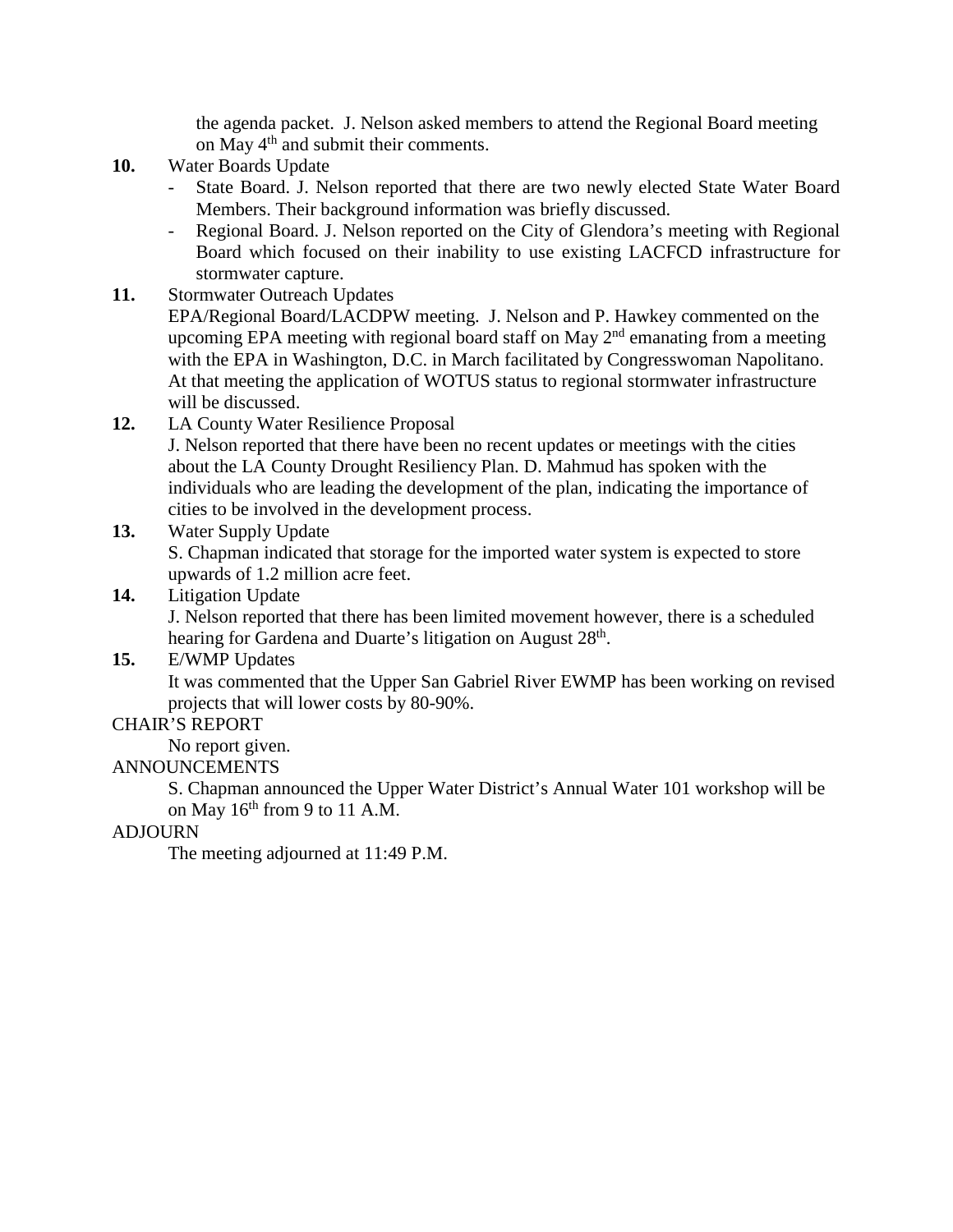the agenda packet. J. Nelson asked members to attend the Regional Board meeting on May 4th and submit their comments.

**10.** Water Boards Update

- State Board. J. Nelson reported that there are two newly elected State Water Board Members. Their background information was briefly discussed.
- Regional Board. J. Nelson reported on the City of Glendora's meeting with Regional Board which focused on their inability to use existing LACFCD infrastructure for stormwater capture.

**11.** Stormwater Outreach Updates

EPA/Regional Board/LACDPW meeting. J. Nelson and P. Hawkey commented on the upcoming EPA meeting with regional board staff on May 2nd emanating from a meeting with the EPA in Washington, D.C. in March facilitated by Congresswoman Napolitano. At that meeting the application of WOTUS status to regional stormwater infrastructure will be discussed.

**12.** LA County Water Resilience Proposal

J. Nelson reported that there have been no recent updates or meetings with the cities about the LA County Drought Resiliency Plan. D. Mahmud has spoken with the individuals who are leading the development of the plan, indicating the importance of cities to be involved in the development process.

**13.** Water Supply Update

S. Chapman indicated that storage for the imported water system is expected to store upwards of 1.2 million acre feet.

**14.** Litigation Update

J. Nelson reported that there has been limited movement however, there is a scheduled hearing for Gardena and Duarte's litigation on August 28th.

**15.** E/WMP Updates

It was commented that the Upper San Gabriel River EWMP has been working on revised projects that will lower costs by 80-90%.

CHAIR'S REPORT

No report given.

ANNOUNCEMENTS

S. Chapman announced the Upper Water District's Annual Water 101 workshop will be on May 16th from 9 to 11 A.M.

ADJOURN

The meeting adjourned at 11:49 P.M.